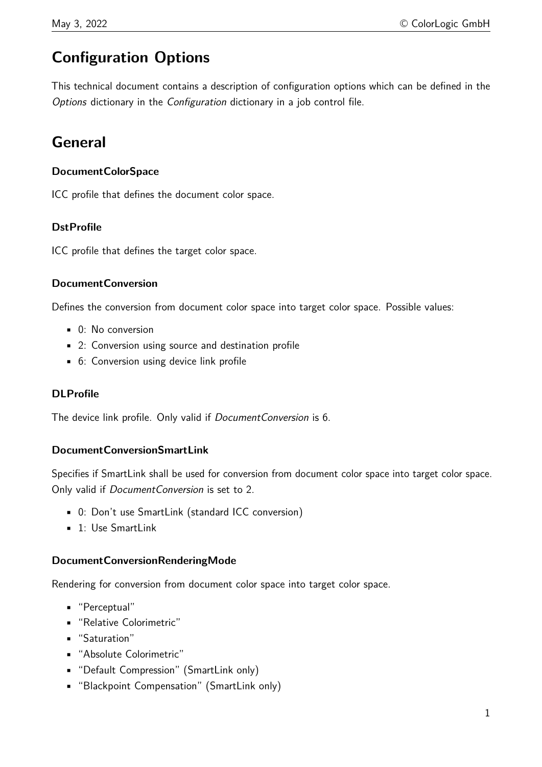# Configuration Options

This technical document contains a description of configuration options which can be defined in the *Options* dictionary in the *Configuration* dictionary in a job control file.

# General

### DocumentColorSpace

ICC profile that defines the document color space.

### DstProfile

ICC profile that defines the target color space.

### DocumentConversion

Defines the conversion from document color space into target color space. Possible values:

- 0: No conversion
- 2: Conversion using source and destination profile
- 6: Conversion using device link profile

### DLProfile

The device link profile. Only valid if *DocumentConversion* is 6.

### DocumentConversionSmartLink

Specifies if SmartLink shall be used for conversion from document color space into target color space. Only valid if *DocumentConversion* is set to 2.

- 0: Don't use SmartLink (standard ICC conversion)
- 1: Use SmartLink

### DocumentConversionRenderingMode

Rendering for conversion from document color space into target color space.

- "Perceptual"
- "Relative Colorimetric"
- "Saturation"
- "Absolute Colorimetric"
- "Default Compression" (SmartLink only)
- "Blackpoint Compensation" (SmartLink only)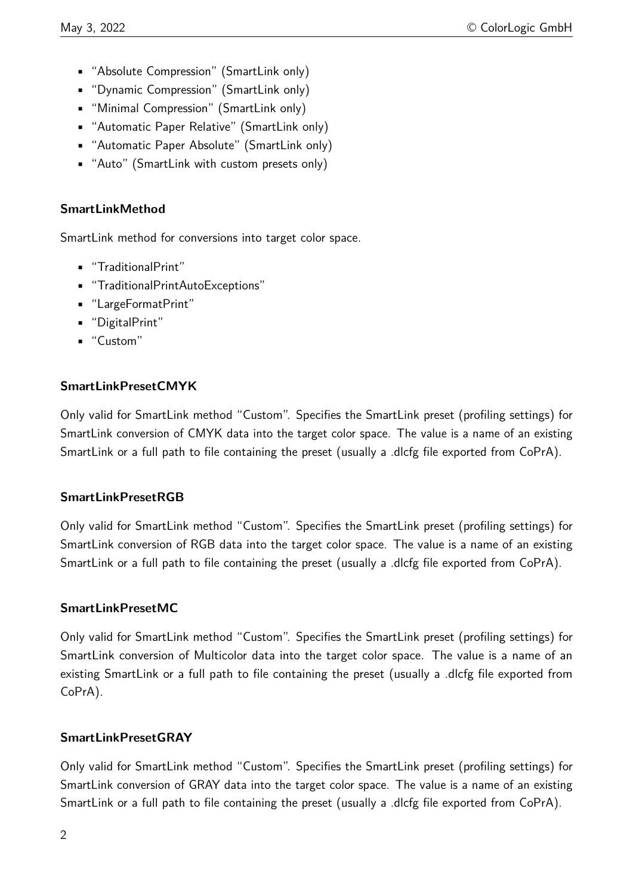- "Absolute Compression" (SmartLink only)
- "Dynamic Compression" (SmartLink only)
- "Minimal Compression" (SmartLink only)
- "Automatic Paper Relative" (SmartLink only)
- "Automatic Paper Absolute" (SmartLink only)
- "Auto" (SmartLink with custom presets only)

#### SmartLinkMethod

SmartLink method for conversions into target color space.

- "TraditionalPrint"
- "TraditionalPrintAutoExceptions"
- "LargeFormatPrint"
- "DigitalPrint"
- "Custom"

#### SmartLinkPresetCMYK

Only valid for SmartLink method "Custom". Specifies the SmartLink preset (profiling settings) for SmartLink conversion of CMYK data into the target color space. The value is a name of an existing SmartLink or a full path to file containing the preset (usually a .dlcfg file exported from CoPrA).

#### SmartLinkPresetRGB

Only valid for SmartLink method "Custom". Specifies the SmartLink preset (profiling settings) for SmartLink conversion of RGB data into the target color space. The value is a name of an existing SmartLink or a full path to file containing the preset (usually a .dlcfg file exported from CoPrA).

#### SmartLinkPresetMC

Only valid for SmartLink method "Custom". Specifies the SmartLink preset (profiling settings) for SmartLink conversion of Multicolor data into the target color space. The value is a name of an existing SmartLink or a full path to file containing the preset (usually a .dlcfg file exported from CoPrA).

#### SmartLinkPresetGRAY

Only valid for SmartLink method "Custom". Specifies the SmartLink preset (profiling settings) for SmartLink conversion of GRAY data into the target color space. The value is a name of an existing SmartLink or a full path to file containing the preset (usually a .dlcfg file exported from CoPrA).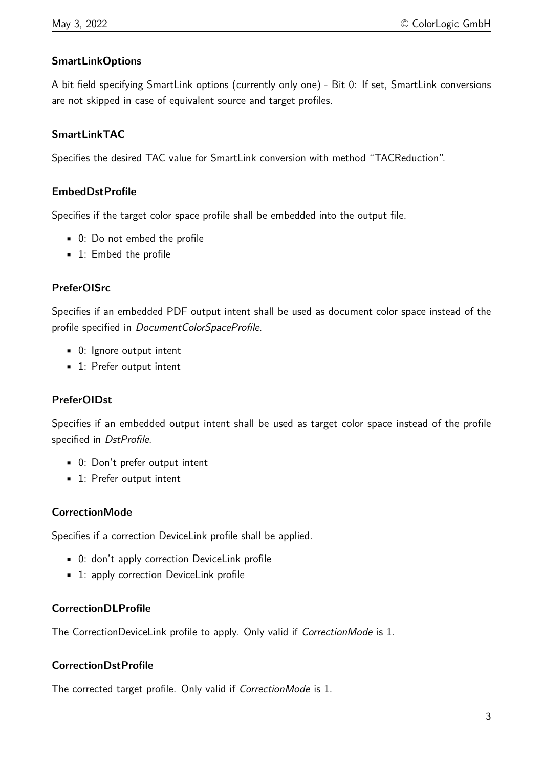### SmartLinkOptions

A bit field specifying SmartLink options (currently only one) - Bit 0: If set, SmartLink conversions are not skipped in case of equivalent source and target profiles.

### SmartLinkTAC

Specifies the desired TAC value for SmartLink conversion with method "TACReduction".

### EmbedDstProfile

Specifies if the target color space profile shall be embedded into the output file.

- 0: Do not embed the profile
- 1: Embed the profile

### PreferOISrc

Specifies if an embedded PDF output intent shall be used as document color space instead of the profile specified in *DocumentColorSpaceProfile*.

- 0: Ignore output intent
- 1: Prefer output intent

### PreferOIDst

Specifies if an embedded output intent shall be used as target color space instead of the profile specified in *DstProfile*.

- 0: Don't prefer output intent
- 1: Prefer output intent

### CorrectionMode

Specifies if a correction DeviceLink profile shall be applied.

- 0: don't apply correction DeviceLink profile
- 1: apply correction DeviceLink profile

### CorrectionDLProfile

The CorrectionDeviceLink profile to apply. Only valid if *CorrectionMode* is 1.

### CorrectionDstProfile

The corrected target profile. Only valid if *CorrectionMode* is 1.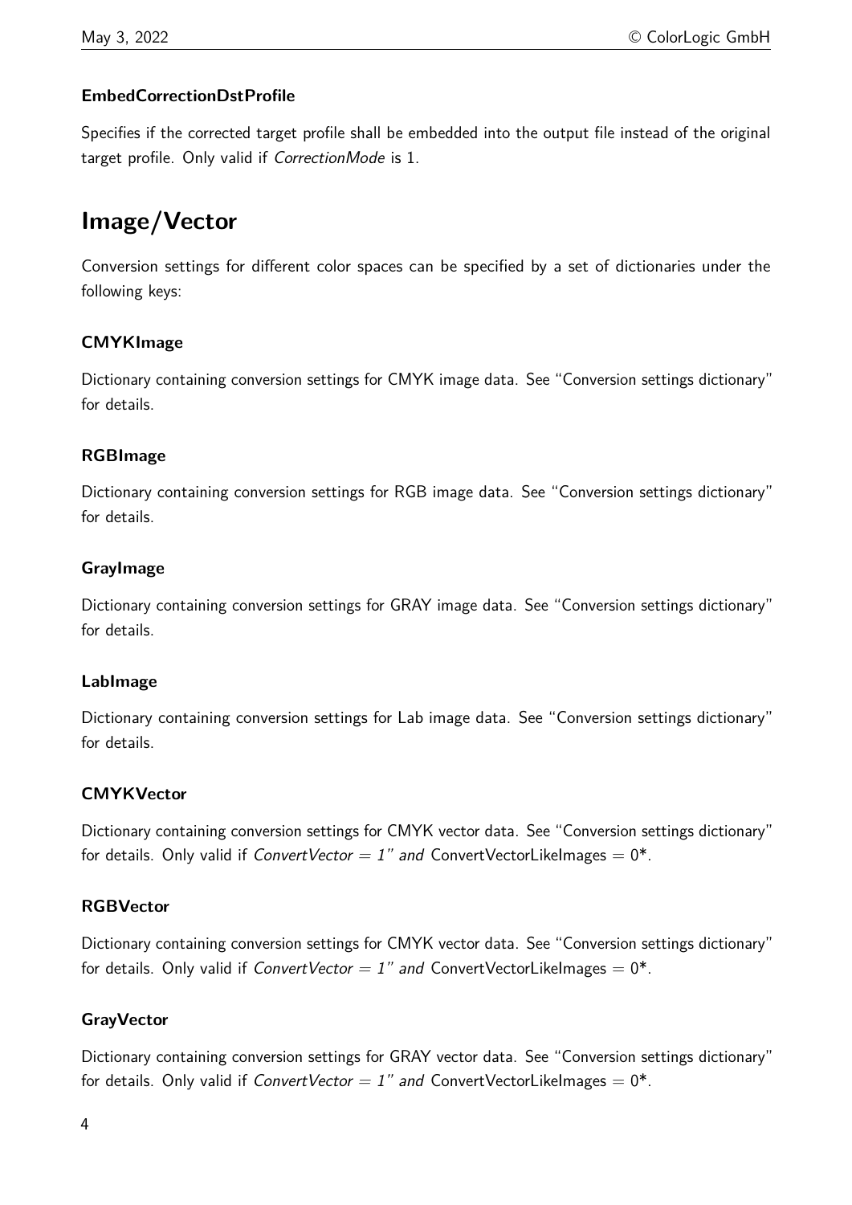#### EmbedCorrectionDstProfile

Specifies if the corrected target profile shall be embedded into the output file instead of the original target profile. Only valid if *CorrectionMode* is 1.

## Image/Vector

Conversion settings for different color spaces can be specified by a set of dictionaries under the following keys:

#### CMYKImage

Dictionary containing conversion settings for CMYK image data. See "Conversion settings dictionary" for details.

#### RGBImage

Dictionary containing conversion settings for RGB image data. See "Conversion settings dictionary" for details.

#### GrayImage

Dictionary containing conversion settings for GRAY image data. See "Conversion settings dictionary" for details.

#### LabImage

Dictionary containing conversion settings for Lab image data. See "Conversion settings dictionary" for details.

#### CMYKVector

Dictionary containing conversion settings for CMYK vector data. See "Conversion settings dictionary" for details. Only valid if *ConvertVector = 1" and* ConvertVectorLikeImages = 0*.

#### RGBVector

Dictionary containing conversion settings for CMYK vector data. See "Conversion settings dictionary" for details. Only valid if *ConvertVector = 1" and* ConvertVectorLikeImages = 0*.

#### GrayVector

Dictionary containing conversion settings for GRAY vector data. See "Conversion settings dictionary" for details. Only valid if *ConvertVector = 1" and* ConvertVectorLikeImages = 0*.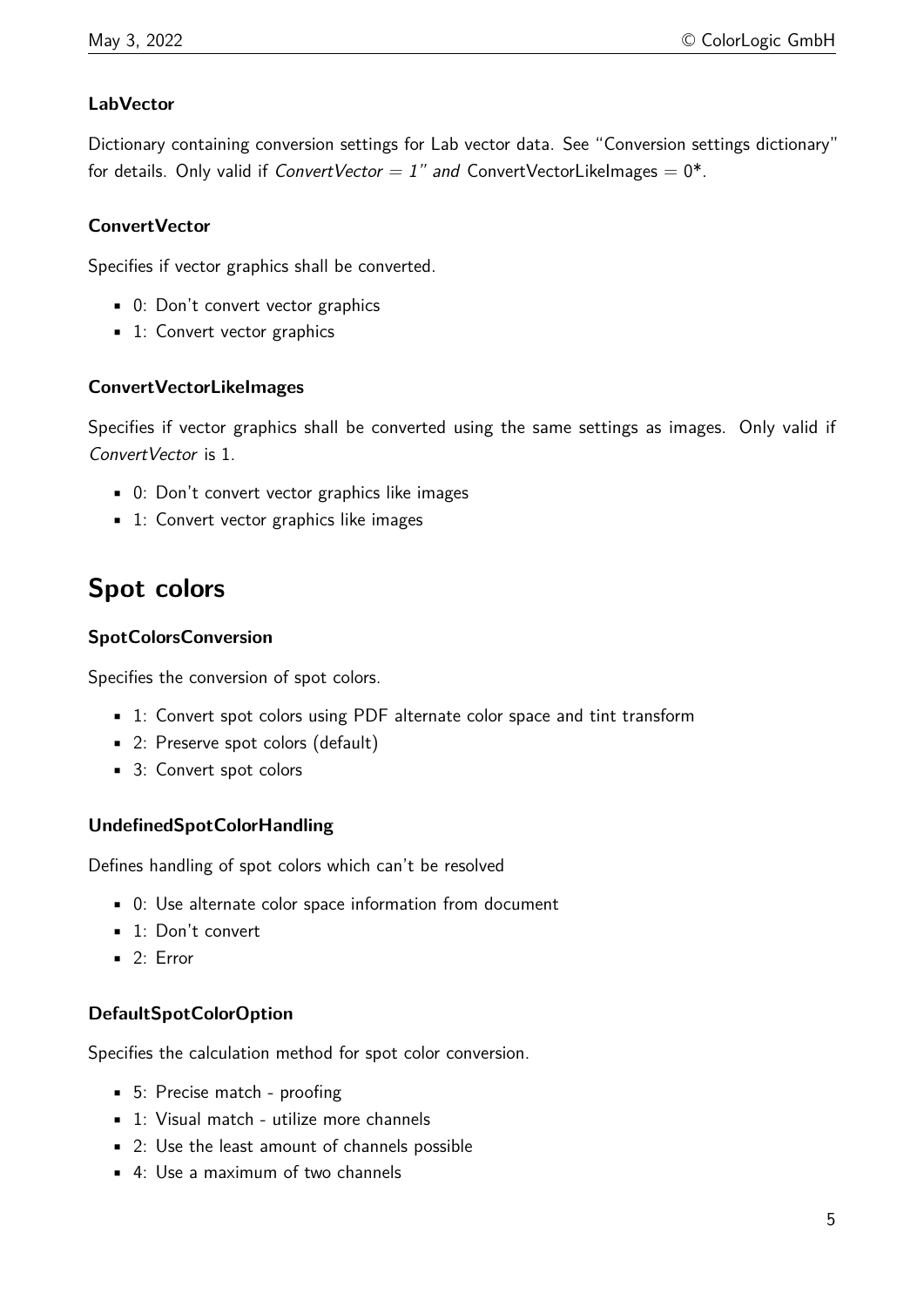### LabVector

Dictionary containing conversion settings for Lab vector data. See "Conversion settings dictionary" for details. Only valid if *ConvertVector = 1" and* ConvertVectorLikeImages = 0*.

### ConvertVector

Specifies if vector graphics shall be converted.

- 0: Don't convert vector graphics
- 1: Convert vector graphics

### ConvertVectorLikeImages

Specifies if vector graphics shall be converted using the same settings as images. Only valid if *ConvertVector* is 1.

- 0: Don't convert vector graphics like images
- 1: Convert vector graphics like images

## Spot colors

### SpotColorsConversion

Specifies the conversion of spot colors.

- 1: Convert spot colors using PDF alternate color space and tint transform
- 2: Preserve spot colors (default)
- 3: Convert spot colors

### UndefinedSpotColorHandling

Defines handling of spot colors which can't be resolved

- 0: Use alternate color space information from document
- 1: Don't convert
- 2: Error

### DefaultSpotColorOption

Specifies the calculation method for spot color conversion.

- 5: Precise match - proofing
- 1: Visual match - utilize more channels
- 2: Use the least amount of channels possible
- 4: Use a maximum of two channels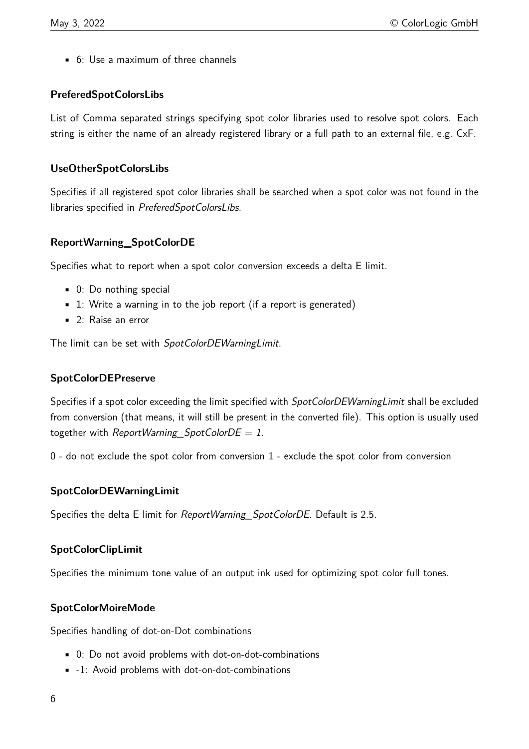- 6: Use a maximum of three channels

### PreferedSpotColorsLibs

List of Comma separated strings specifying spot color libraries used to resolve spot colors. Each string is either the name of an already registered library or a full path to an external file, e.g. CxF.

### UseOtherSpotColorsLibs

Specifies if all registered spot color libraries shall be searched when a spot color was not found in the libraries specified in *PreferedSpotColorsLibs*.

### ReportWarning_SpotColorDE

Specifies what to report when a spot color conversion exceeds a delta E limit.

- 0: Do nothing special
- 1: Write a warning in to the job report (if a report is generated)
- 2: Raise an error

The limit can be set with *SpotColorDEWarningLimit*.

### SpotColorDEPreserve

Specifies if a spot color exceeding the limit specified with *SpotColorDEWarningLimit* shall be excluded from conversion (that means, it will still be present in the converted file). This option is usually used together with *ReportWarning_SpotColorDE = 1*.

0 - do not exclude the spot color from conversion 1 - exclude the spot color from conversion

### SpotColorDEWarningLimit

Specifies the delta E limit for *ReportWarning_SpotColorDE*. Default is 2.5.

### SpotColorClipLimit

Specifies the minimum tone value of an output ink used for optimizing spot color full tones.

### SpotColorMoireMode

Specifies handling of dot-on-Dot combinations

- 0: Do not avoid problems with dot-on-dot-combinations
- -1: Avoid problems with dot-on-dot-combinations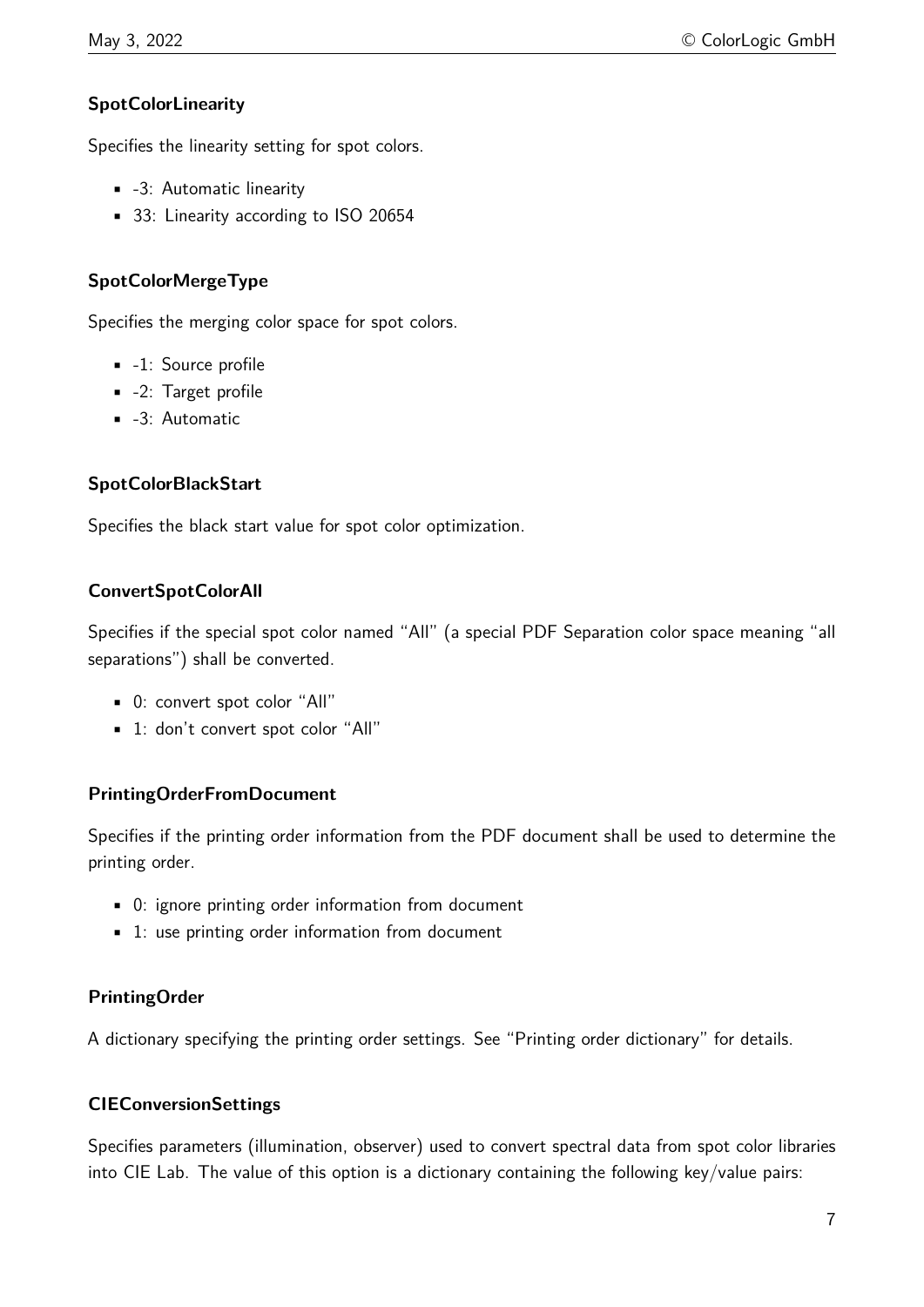#### SpotColorLinearity

Specifies the linearity setting for spot colors.

- -3: Automatic linearity
- 33: Linearity according to ISO 20654

#### SpotColorMergeType

Specifies the merging color space for spot colors.

- -1: Source profile
- -2: Target profile
- -3: Automatic

#### SpotColorBlackStart

Specifies the black start value for spot color optimization.

#### ConvertSpotColorAll

Specifies if the special spot color named "All" (a special PDF Separation color space meaning "all separations") shall be converted.

- 0: convert spot color "All"
- 1: don't convert spot color "All"

#### PrintingOrderFromDocument

Specifies if the printing order information from the PDF document shall be used to determine the printing order.

- 0: ignore printing order information from document
- 1: use printing order information from document

#### PrintingOrder

A dictionary specifying the printing order settings. See "Printing order dictionary" for details.

#### CIEConversionSettings

Specifies parameters (illumination, observer) used to convert spectral data from spot color libraries into CIE Lab. The value of this option is a dictionary containing the following key/value pairs: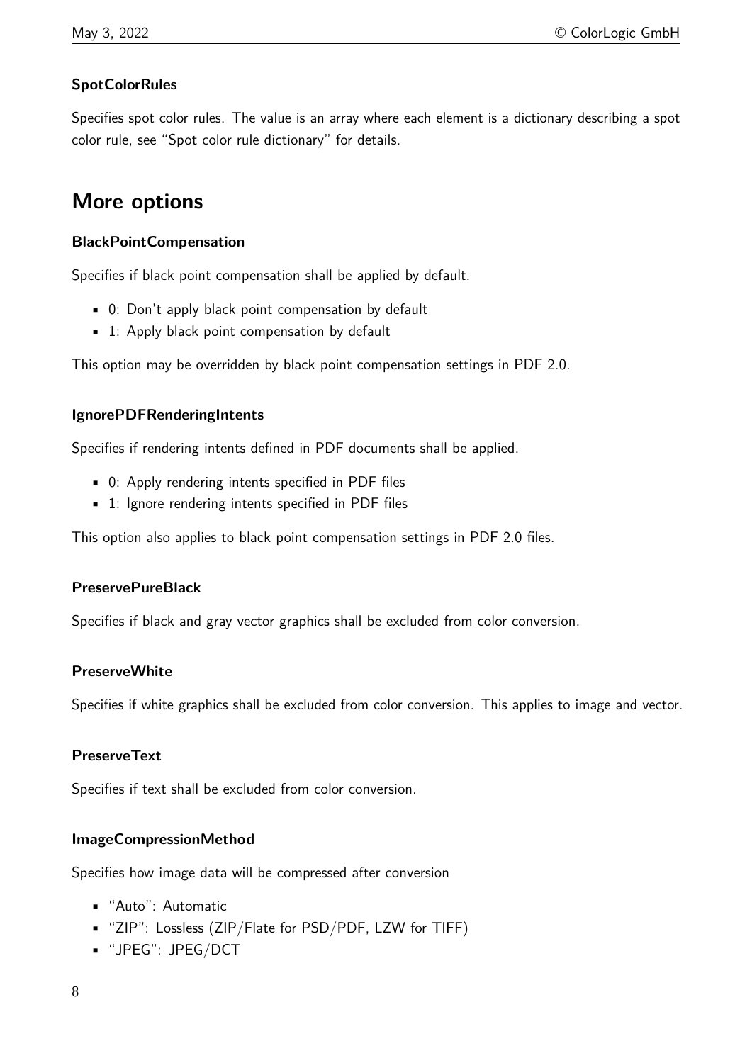#### SpotColorRules

Specifies spot color rules. The value is an array where each element is a dictionary describing a spot color rule, see "Spot color rule dictionary" for details.

## More options

#### BlackPointCompensation

Specifies if black point compensation shall be applied by default.

- 0: Don't apply black point compensation by default
- 1: Apply black point compensation by default

This option may be overridden by black point compensation settings in PDF 2.0.

#### IgnorePDFRenderingIntents

Specifies if rendering intents defined in PDF documents shall be applied.

- 0: Apply rendering intents specified in PDF files
- 1: Ignore rendering intents specified in PDF files

This option also applies to black point compensation settings in PDF 2.0 files.

#### PreservePureBlack

Specifies if black and gray vector graphics shall be excluded from color conversion.

#### PreserveWhite

Specifies if white graphics shall be excluded from color conversion. This applies to image and vector.

#### PreserveText

Specifies if text shall be excluded from color conversion.

#### ImageCompressionMethod

Specifies how image data will be compressed after conversion

- "Auto": Automatic
- "ZIP": Lossless (ZIP/Flate for PSD/PDF, LZW for TIFF)
- "JPEG": JPEG/DCT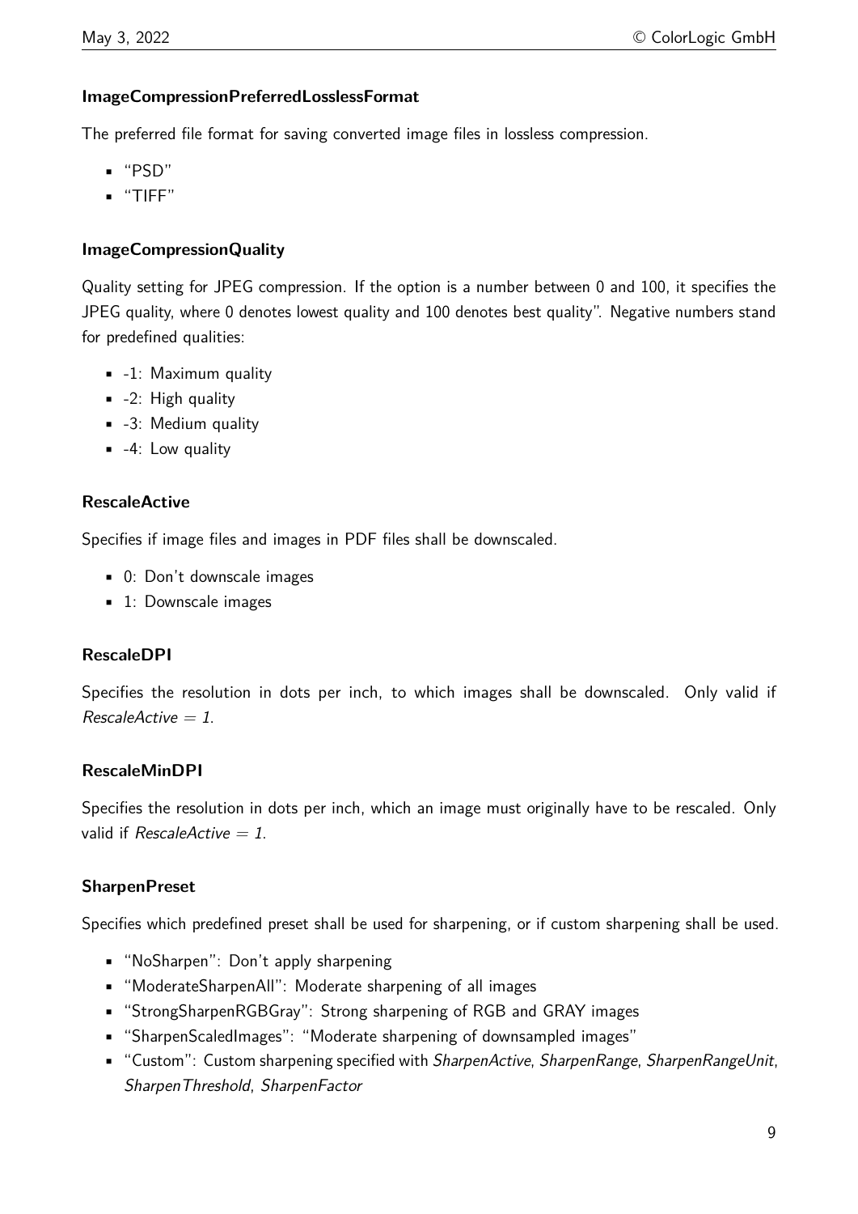#### ImageCompressionPreferredLosslessFormat

The preferred file format for saving converted image files in lossless compression.

- "PSD"
- "TIFF"

#### ImageCompressionQuality

Quality setting for JPEG compression. If the option is a number between 0 and 100, it specifies the JPEG quality, where 0 denotes lowest quality and 100 denotes best quality". Negative numbers stand for predefined qualities:

- -1: Maximum quality
- -2: High quality
- -3: Medium quality
- -4: Low quality

#### RescaleActive

Specifies if image files and images in PDF files shall be downscaled.

- 0: Don't downscale images
- 1: Downscale images

#### RescaleDPI

Specifies the resolution in dots per inch, to which images shall be downscaled. Only valid if *RescaleActive = 1*.

#### RescaleMinDPI

Specifies the resolution in dots per inch, which an image must originally have to be rescaled. Only valid if *RescaleActive = 1*.

#### SharpenPreset

Specifies which predefined preset shall be used for sharpening, or if custom sharpening shall be used.

- "NoSharpen": Don't apply sharpening
- "ModerateSharpenAll": Moderate sharpening of all images
- "StrongSharpenRGBGray": Strong sharpening of RGB and GRAY images
- "SharpenScaledImages": "Moderate sharpening of downsampled images"
- "Custom": Custom sharpening specified with *SharpenActive*, *SharpenRange*, *SharpenRangeUnit*, *SharpenThreshold*, *SharpenFactor*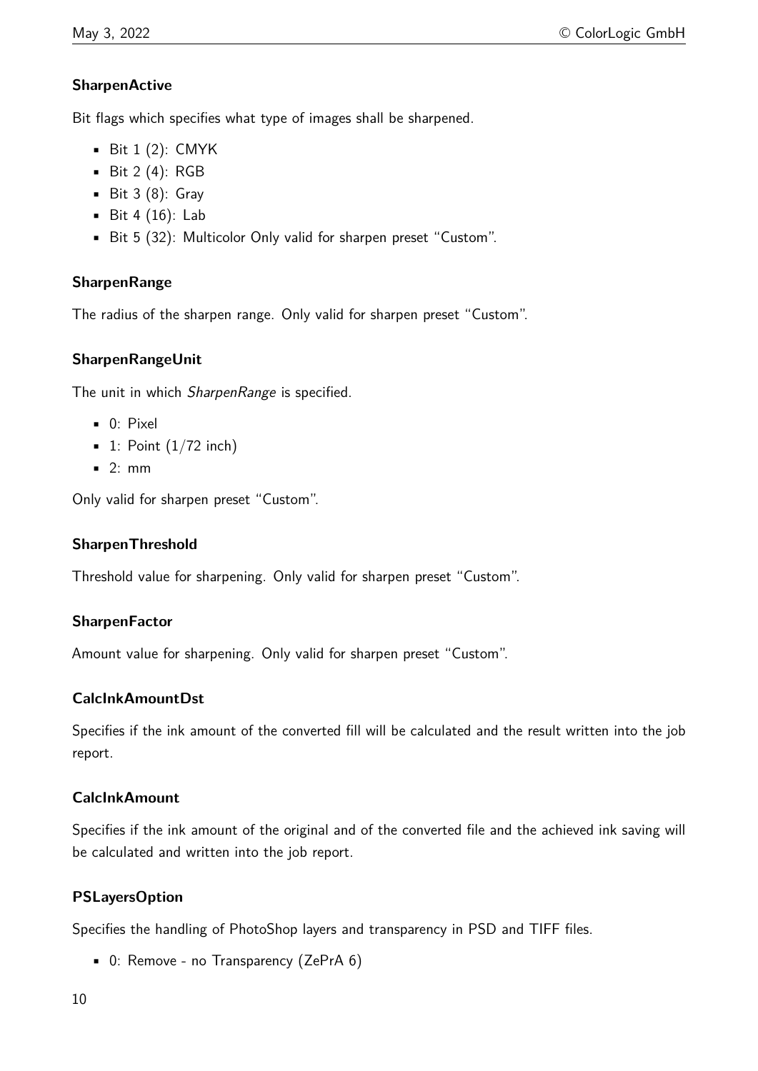### SharpenActive

Bit flags which specifies what type of images shall be sharpened.

- Bit 1 (2): CMYK
- Bit 2 (4): RGB
- Bit 3 (8): Gray
- Bit 4 (16): Lab
- Bit 5 (32): Multicolor Only valid for sharpen preset "Custom".

### SharpenRange

The radius of the sharpen range. Only valid for sharpen preset "Custom".

### SharpenRangeUnit

The unit in which *SharpenRange* is specified.

- 0: Pixel
- 1: Point (1/72 inch)
- 2: mm

Only valid for sharpen preset "Custom".

### SharpenThreshold

Threshold value for sharpening. Only valid for sharpen preset "Custom".

### SharpenFactor

Amount value for sharpening. Only valid for sharpen preset "Custom".

### CalcInkAmountDst

Specifies if the ink amount of the converted fill will be calculated and the result written into the job report.

### CalcInkAmount

Specifies if the ink amount of the original and of the converted file and the achieved ink saving will be calculated and written into the job report.

### PSLayersOption

Specifies the handling of PhotoShop layers and transparency in PSD and TIFF files.

- 0: Remove - no Transparency (ZePrA 6)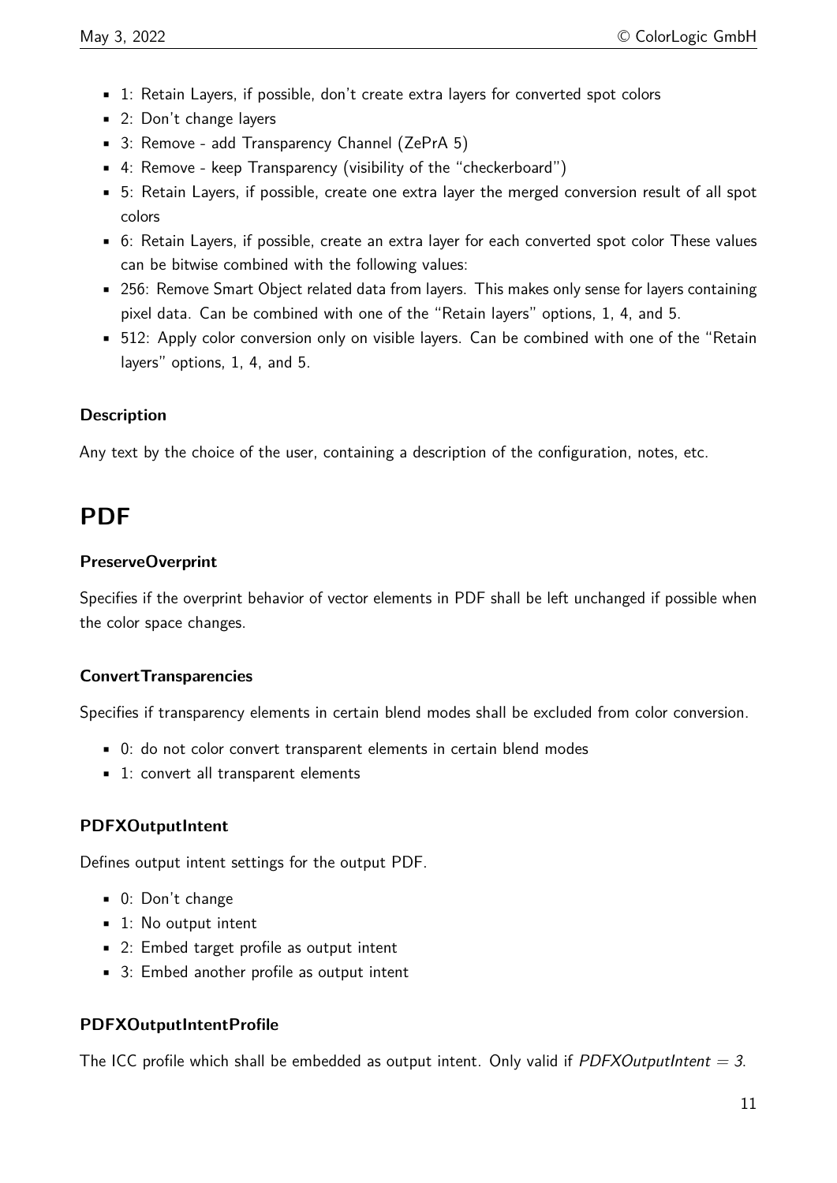- 1: Retain Layers, if possible, don't create extra layers for converted spot colors
- 2: Don't change layers
- 3: Remove - add Transparency Channel (ZePrA 5)
- 4: Remove - keep Transparency (visibility of the "checkerboard")
- 5: Retain Layers, if possible, create one extra layer the merged conversion result of all spot colors
- 6: Retain Layers, if possible, create an extra layer for each converted spot color These values can be bitwise combined with the following values:
- 256: Remove Smart Object related data from layers. This makes only sense for layers containing pixel data. Can be combined with one of the "Retain layers" options, 1, 4, and 5.
- 512: Apply color conversion only on visible layers. Can be combined with one of the "Retain layers" options, 1, 4, and 5.

### Description

Any text by the choice of the user, containing a description of the configuration, notes, etc.

## PDF

### PreserveOverprint

Specifies if the overprint behavior of vector elements in PDF shall be left unchanged if possible when the color space changes.

### ConvertTransparencies

Specifies if transparency elements in certain blend modes shall be excluded from color conversion.

- 0: do not color convert transparent elements in certain blend modes
- 1: convert all transparent elements

### PDFXOutputIntent

Defines output intent settings for the output PDF.

- 0: Don't change
- 1: No output intent
- 2: Embed target profile as output intent
- 3: Embed another profile as output intent

### PDFXOutputIntentProfile

The ICC profile which shall be embedded as output intent. Only valid if *PDFXOutputIntent = 3*.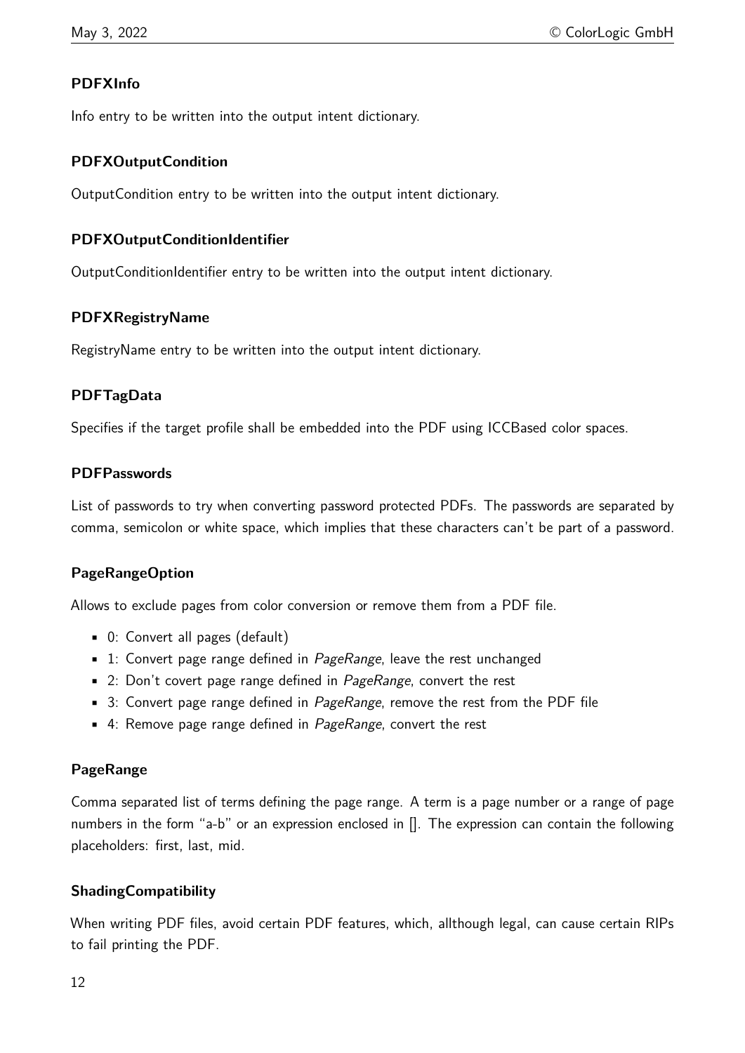### PDFXInfo

Info entry to be written into the output intent dictionary.

### PDFXOutputCondition

OutputCondition entry to be written into the output intent dictionary.

### PDFXOutputConditionIdentifier

OutputConditionIdentifier entry to be written into the output intent dictionary.

### PDFXRegistryName

RegistryName entry to be written into the output intent dictionary.

### PDFTagData

Specifies if the target profile shall be embedded into the PDF using ICCBased color spaces.

### PDFPasswords

List of passwords to try when converting password protected PDFs. The passwords are separated by comma, semicolon or white space, which implies that these characters can't be part of a password.

### PageRangeOption

Allows to exclude pages from color conversion or remove them from a PDF file.

- 0: Convert all pages (default)
- 1: Convert page range defined in *PageRange*, leave the rest unchanged
- 2: Don't covert page range defined in *PageRange*, convert the rest
- 3: Convert page range defined in *PageRange*, remove the rest from the PDF file
- 4: Remove page range defined in *PageRange*, convert the rest

### PageRange

Comma separated list of terms defining the page range. A term is a page number or a range of page numbers in the form "a-b" or an expression enclosed in []. The expression can contain the following placeholders: first, last, mid.

### ShadingCompatibility

When writing PDF files, avoid certain PDF features, which, allthough legal, can cause certain RIPs to fail printing the PDF.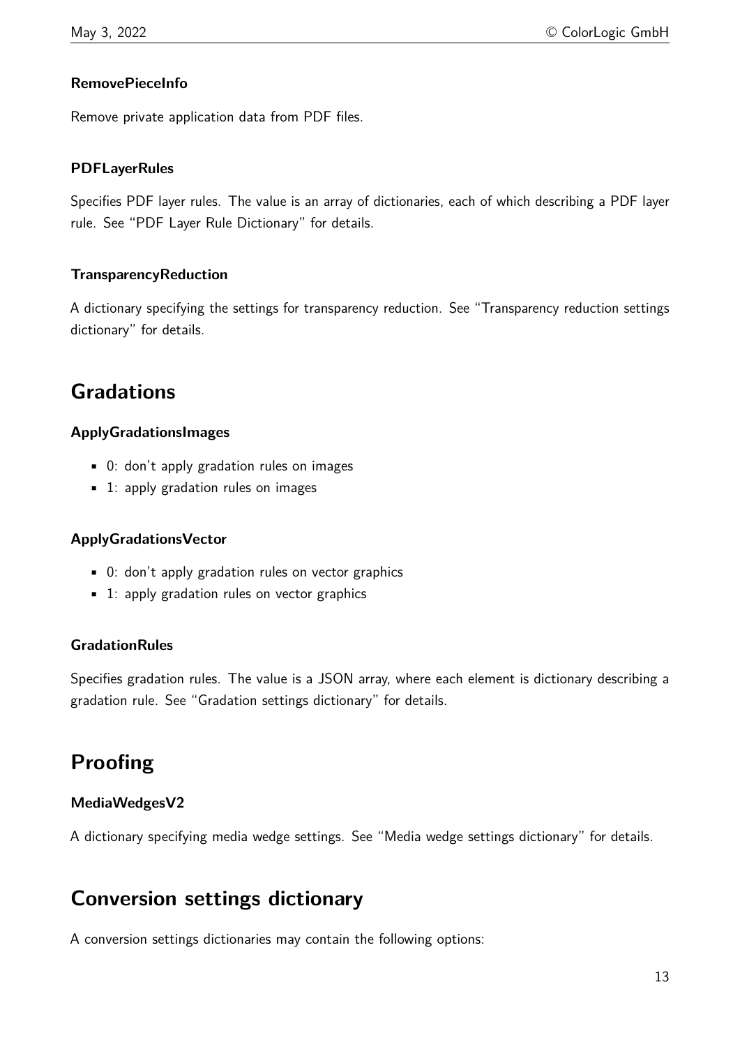#### RemovePieceInfo

Remove private application data from PDF files.

#### PDFLayerRules

Specifies PDF layer rules. The value is an array of dictionaries, each of which describing a PDF layer rule. See "PDF Layer Rule Dictionary" for details.

#### TransparencyReduction

A dictionary specifying the settings for transparency reduction. See "Transparency reduction settings dictionary" for details.

## Gradations

#### ApplyGradationsImages

- 0: don't apply gradation rules on images
- 1: apply gradation rules on images

#### ApplyGradationsVector

- 0: don't apply gradation rules on vector graphics
- 1: apply gradation rules on vector graphics

#### GradationRules

Specifies gradation rules. The value is a JSON array, where each element is dictionary describing a gradation rule. See "Gradation settings dictionary" for details.

## Proofing

#### MediaWedgesV2

A dictionary specifying media wedge settings. See "Media wedge settings dictionary" for details.

## Conversion settings dictionary

A conversion settings dictionaries may contain the following options: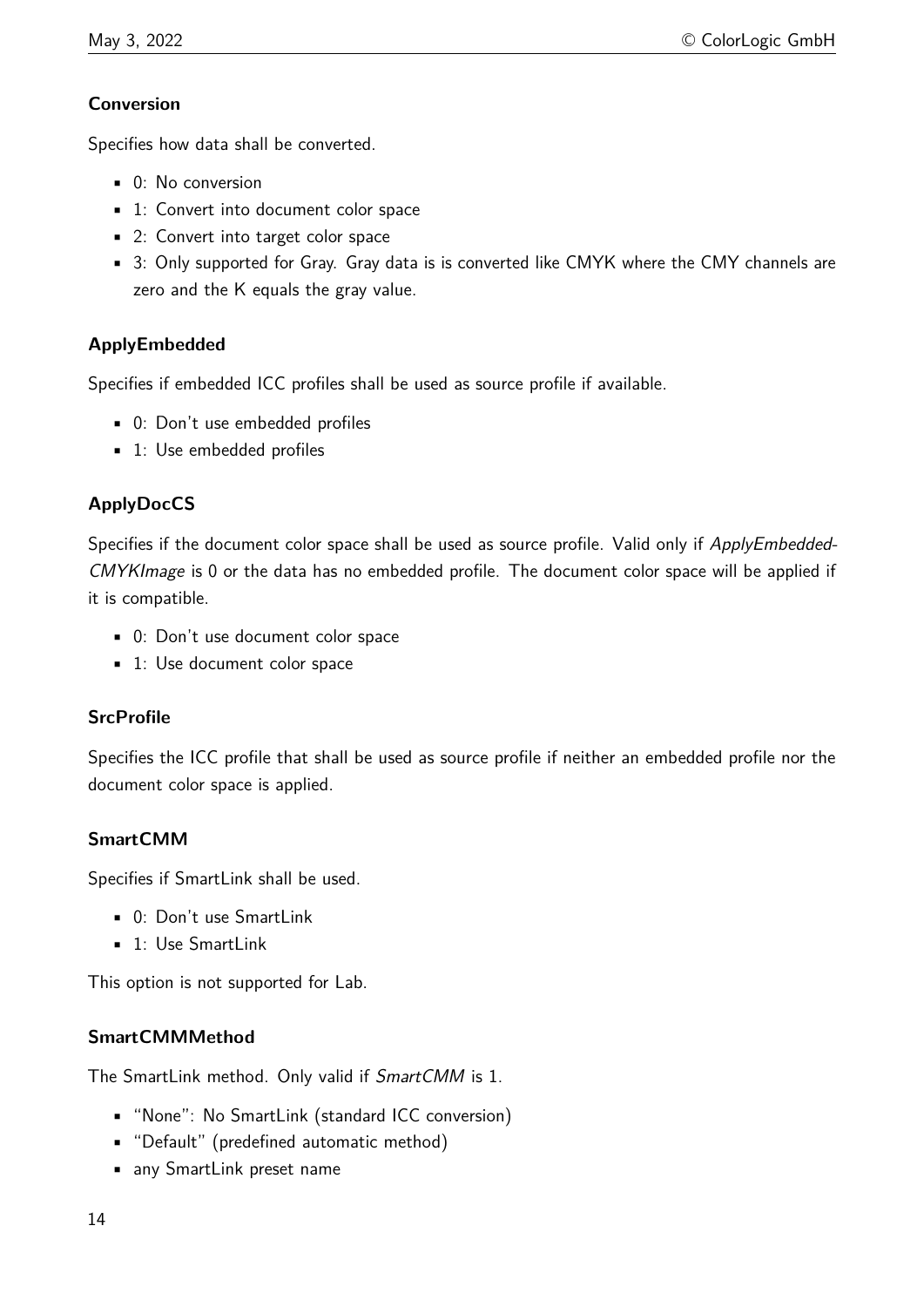#### Conversion

Specifies how data shall be converted.

- 0: No conversion
- 1: Convert into document color space
- 2: Convert into target color space
- 3: Only supported for Gray. Gray data is is converted like CMYK where the CMY channels are zero and the K equals the gray value.

#### ApplyEmbedded

Specifies if embedded ICC profiles shall be used as source profile if available.

- 0: Don't use embedded profiles
- 1: Use embedded profiles

#### ApplyDocCS

Specifies if the document color space shall be used as source profile. Valid only if *ApplyEmbedded-CMYKImage* is 0 or the data has no embedded profile. The document color space will be applied if it is compatible.

- 0: Don't use document color space
- 1: Use document color space

#### SrcProfile

Specifies the ICC profile that shall be used as source profile if neither an embedded profile nor the document color space is applied.

#### SmartCMM

Specifies if SmartLink shall be used.

- 0: Don't use SmartLink
- 1: Use SmartLink

This option is not supported for Lab.

#### SmartCMMMethod

The SmartLink method. Only valid if *SmartCMM* is 1.

- "None": No SmartLink (standard ICC conversion)
- "Default" (predefined automatic method)
- any SmartLink preset name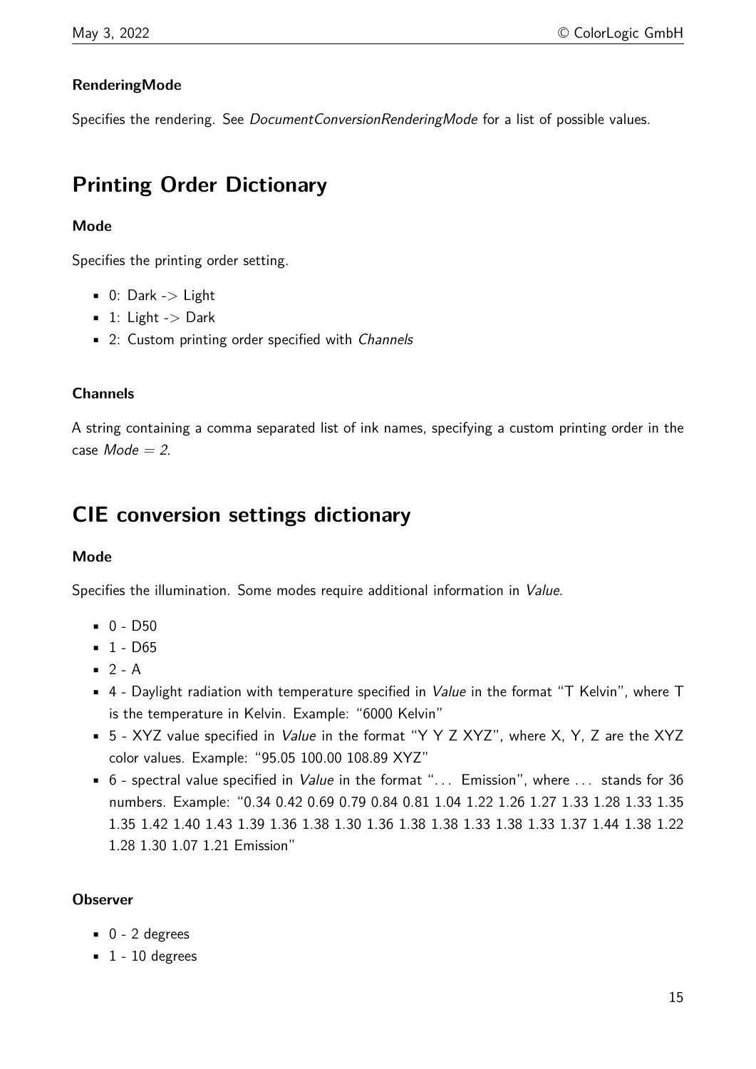#### RenderingMode

Specifies the rendering. See *DocumentConversionRenderingMode* for a list of possible values.

## Printing Order Dictionary

#### Mode

Specifies the printing order setting.

- 0: Dark -> Light
- 1: Light -> Dark
- 2: Custom printing order specified with *Channels*

#### Channels

A string containing a comma separated list of ink names, specifying a custom printing order in the case *Mode = 2*.

## CIE conversion settings dictionary

#### Mode

Specifies the illumination. Some modes require additional information in *Value*.

- 0 - D50
- 1 - D65
- 2 - A
- 4 - Daylight radiation with temperature specified in *Value* in the format "T Kelvin", where T is the temperature in Kelvin. Example: "6000 Kelvin"
- 5 - XYZ value specified in *Value* in the format "Y Y Z XYZ", where X, Y, Z are the XYZ color values. Example: "95.05 100.00 108.89 XYZ"
- 6 - spectral value specified in *Value* in the format "... Emission", where ... stands for 36 numbers. Example: "0.34 0.42 0.69 0.79 0.84 0.81 1.04 1.22 1.26 1.27 1.33 1.28 1.33 1.35 1.35 1.42 1.40 1.43 1.39 1.36 1.38 1.30 1.36 1.38 1.38 1.33 1.38 1.33 1.37 1.44 1.38 1.22 1.28 1.30 1.07 1.21 Emission"

#### Observer

- 0 - 2 degrees
- 1 - 10 degrees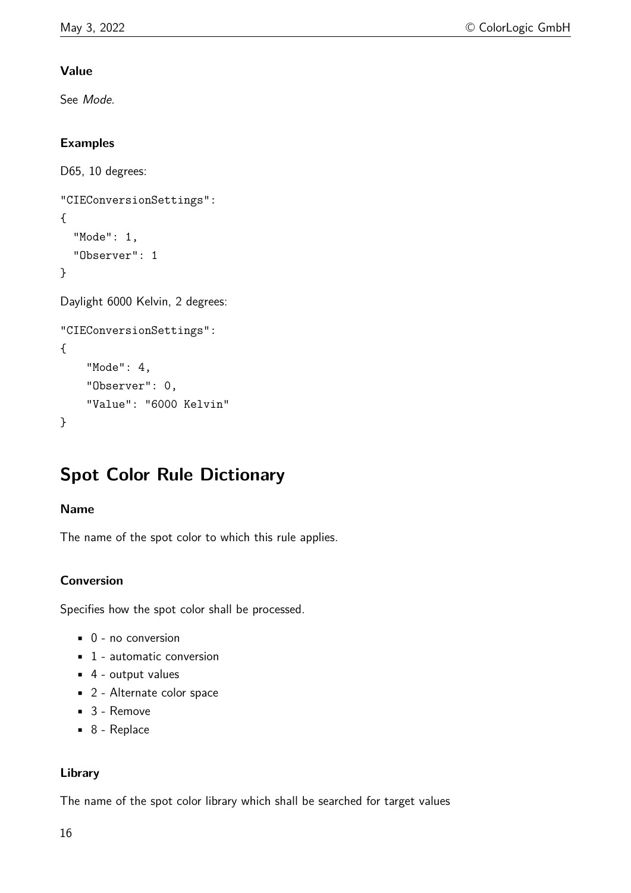### Value

See *Mode*.

### Examples

D65, 10 degrees:

```
"CIEConversionSettings":
{
  "Mode": 1,
  "Observer": 1
}
```

Daylight 6000 Kelvin, 2 degrees:

```
"CIEConversionSettings":
{
    "Mode": 4,
    "Observer": 0,
    "Value": "6000 Kelvin"
}
```

## Spot Color Rule Dictionary

### Name

The name of the spot color to which this rule applies.

### Conversion

Specifies how the spot color shall be processed.

- 0 - no conversion
- 1 - automatic conversion
- 4 - output values
- 2 - Alternate color space
- 3 - Remove
- 8 - Replace

### Library

The name of the spot color library which shall be searched for target values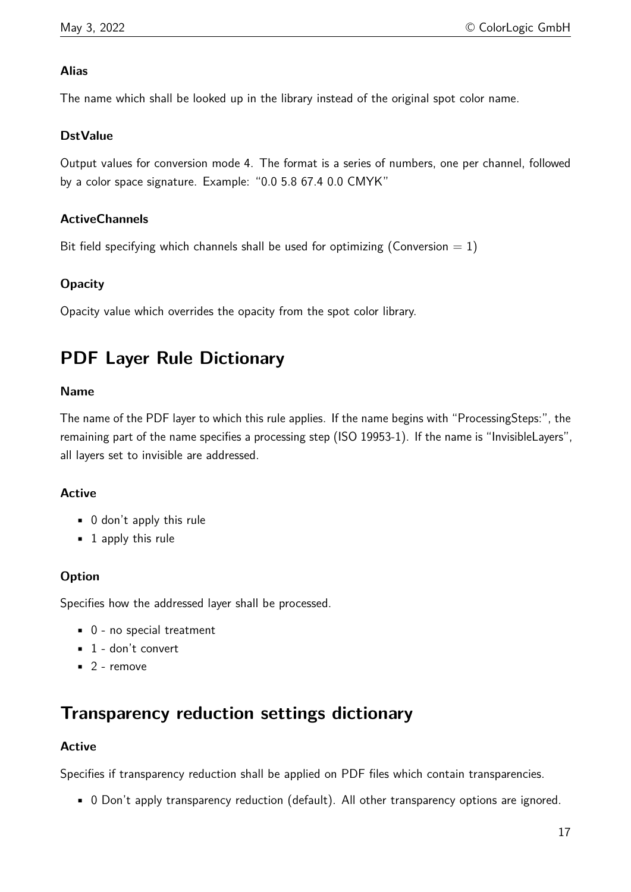### Alias

The name which shall be looked up in the library instead of the original spot color name.

### DstValue

Output values for conversion mode 4. The format is a series of numbers, one per channel, followed by a color space signature. Example: "0.0 5.8 67.4 0.0 CMYK"

### ActiveChannels

Bit field specifying which channels shall be used for optimizing (Conversion = 1)

### Opacity

Opacity value which overrides the opacity from the spot color library.

## PDF Layer Rule Dictionary

### Name

The name of the PDF layer to which this rule applies. If the name begins with "ProcessingSteps:", the remaining part of the name specifies a processing step (ISO 19953-1). If the name is "InvisibleLayers", all layers set to invisible are addressed.

### Active

- 0 don't apply this rule
- 1 apply this rule

### Option

Specifies how the addressed layer shall be processed.

- 0 - no special treatment
- 1 - don't convert
- 2 - remove

## Transparency reduction settings dictionary

### Active

Specifies if transparency reduction shall be applied on PDF files which contain transparencies.

- 0 Don't apply transparency reduction (default). All other transparency options are ignored.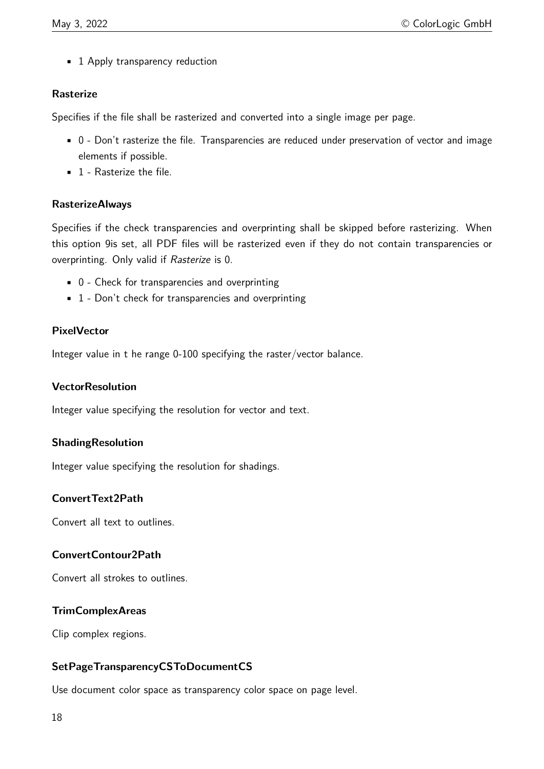- 1 Apply transparency reduction

### Rasterize

Specifies if the file shall be rasterized and converted into a single image per page.

- 0 - Don't rasterize the file. Transparencies are reduced under preservation of vector and image elements if possible.
- 1 - Rasterize the file.

### RasterizeAlways

Specifies if the check transparencies and overprinting shall be skipped before rasterizing. When this option 9is set, all PDF files will be rasterized even if they do not contain transparencies or overprinting. Only valid if *Rasterize* is 0.

- 0 - Check for transparencies and overprinting
- 1 - Don't check for transparencies and overprinting

### PixelVector

Integer value in t he range 0-100 specifying the raster/vector balance.

### VectorResolution

Integer value specifying the resolution for vector and text.

### ShadingResolution

Integer value specifying the resolution for shadings.

### ConvertText2Path

Convert all text to outlines.

### ConvertContour2Path

Convert all strokes to outlines.

### TrimComplexAreas

Clip complex regions.

### SetPageTransparencyCSToDocumentCS

Use document color space as transparency color space on page level.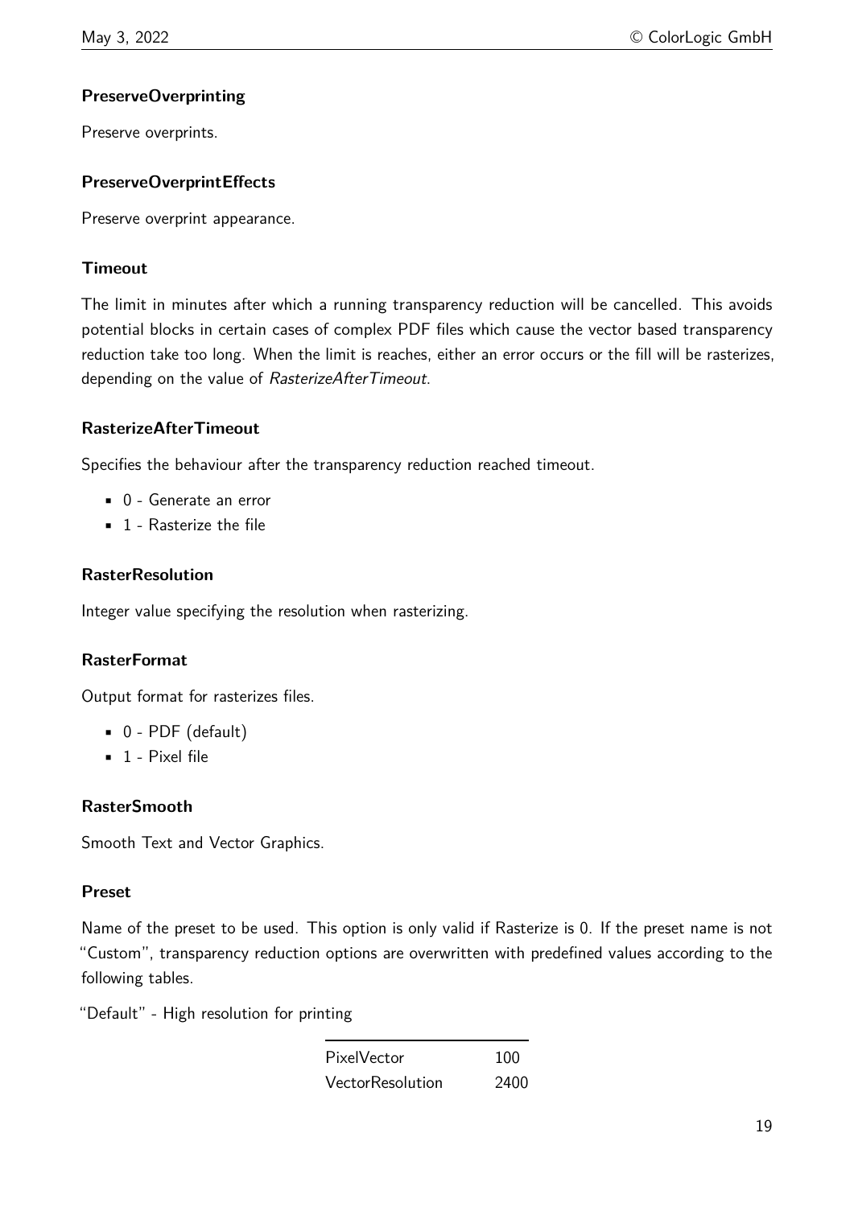#### PreserveOverprinting

Preserve overprints.

#### PreserveOverprintEffects

Preserve overprint appearance.

#### Timeout

The limit in minutes after which a running transparency reduction will be cancelled. This avoids potential blocks in certain cases of complex PDF files which cause the vector based transparency reduction take too long. When the limit is reaches, either an error occurs or the fill will be rasterizes, depending on the value of *RasterizeAfterTimeout*.

#### RasterizeAfterTimeout

Specifies the behaviour after the transparency reduction reached timeout.

- 0 - Generate an error
- 1 - Rasterize the file

#### RasterResolution

Integer value specifying the resolution when rasterizing.

#### RasterFormat

Output format for rasterizes files.

- 0 - PDF (default)
- 1 - Pixel file

#### RasterSmooth

Smooth Text and Vector Graphics.

#### Preset

Name of the preset to be used. This option is only valid if Rasterize is 0. If the preset name is not "Custom", transparency reduction options are overwritten with predefined values according to the following tables.

"Default" - High resolution for printing

| | |
|---|---|
| PixelVector | 100 |
| VectorResolution | 2400 |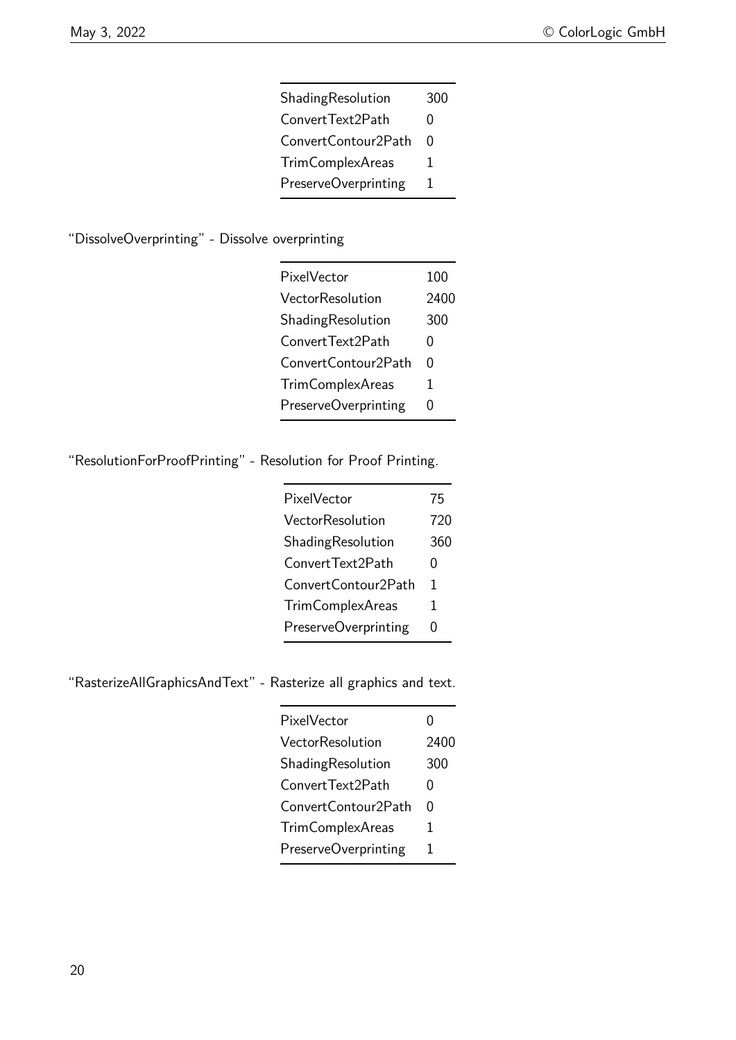| | |
|---|---|
| ShadingResolution | 300 |
| ConvertText2Path | 0 |
| ConvertContour2Path | 0 |
| TrimComplexAreas | 1 |
| PreserveOverprinting | 1 |

"DissolveOverprinting" - Dissolve overprinting

| | |
|---|---|
| PixelVector | 100 |
| VectorResolution | 2400 |
| ShadingResolution | 300 |
| ConvertText2Path | 0 |
| ConvertContour2Path | 0 |
| TrimComplexAreas | 1 |
| PreserveOverprinting | 0 |

"ResolutionForProofPrinting" - Resolution for Proof Printing.

| | |
|---|---|
| PixelVector | 75 |
| VectorResolution | 720 |
| ShadingResolution | 360 |
| ConvertText2Path | 0 |
| ConvertContour2Path | 1 |
| TrimComplexAreas | 1 |
| PreserveOverprinting | 0 |

"RasterizeAllGraphicsAndText" - Rasterize all graphics and text.

| | |
|---|---|
| PixelVector | 0 |
| VectorResolution | 2400 |
| ShadingResolution | 300 |
| ConvertText2Path | 0 |
| ConvertContour2Path | 0 |
| TrimComplexAreas | 1 |
| PreserveOverprinting | 1 |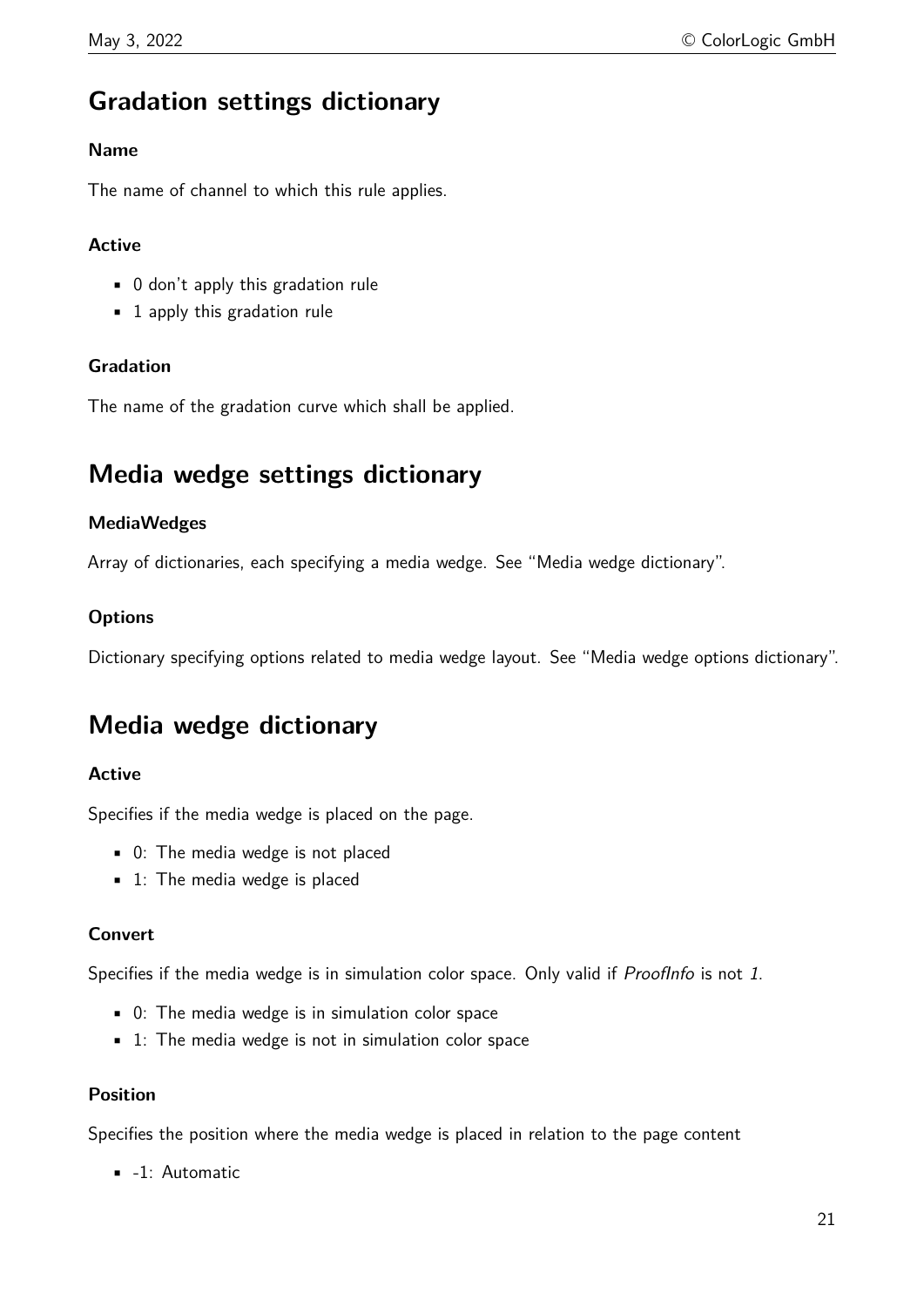## Gradation settings dictionary

### Name

The name of channel to which this rule applies.

### Active

- 0 don't apply this gradation rule
- 1 apply this gradation rule

### Gradation

The name of the gradation curve which shall be applied.

## Media wedge settings dictionary

### MediaWedges

Array of dictionaries, each specifying a media wedge. See "Media wedge dictionary".

### Options

Dictionary specifying options related to media wedge layout. See "Media wedge options dictionary".

## Media wedge dictionary

### Active

Specifies if the media wedge is placed on the page.

- 0: The media wedge is not placed
- 1: The media wedge is placed

### Convert

Specifies if the media wedge is in simulation color space. Only valid if *ProofInfo* is not *1*.

- 0: The media wedge is in simulation color space
- 1: The media wedge is not in simulation color space

### Position

Specifies the position where the media wedge is placed in relation to the page content

- -1: Automatic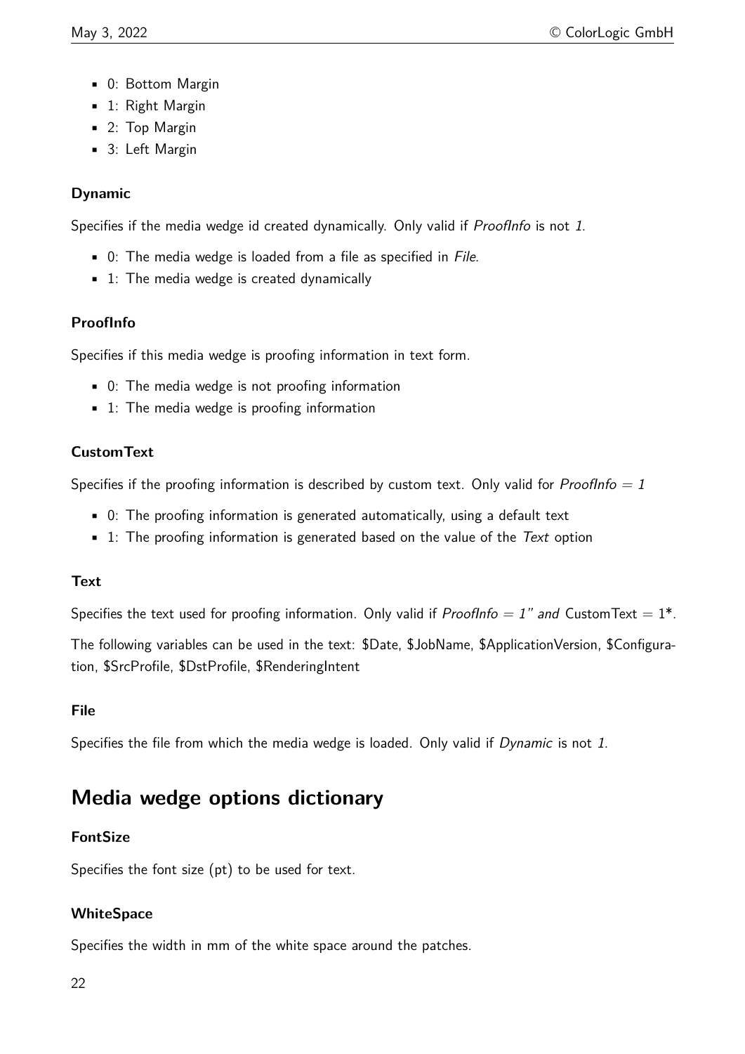- 0: Bottom Margin
- 1: Right Margin
- 2: Top Margin
- 3: Left Margin

### Dynamic

Specifies if the media wedge id created dynamically. Only valid if *ProofInfo* is not *1*.

- 0: The media wedge is loaded from a file as specified in *File*.
- 1: The media wedge is created dynamically

### ProofInfo

Specifies if this media wedge is proofing information in text form.

- 0: The media wedge is not proofing information
- 1: The media wedge is proofing information

### CustomText

Specifies if the proofing information is described by custom text. Only valid for *ProofInfo = 1*

- 0: The proofing information is generated automatically, using a default text
- 1: The proofing information is generated based on the value of the *Text* option

### Text

Specifies the text used for proofing information. Only valid if *ProofInfo = 1" and* CustomText = 1*.

The following variables can be used in the text: $Date, $JobName, $ApplicationVersion, $Configuration, $SrcProfile, $DstProfile, $RenderingIntent

### File

Specifies the file from which the media wedge is loaded. Only valid if *Dynamic* is not *1*.

## Media wedge options dictionary

### FontSize

Specifies the font size (pt) to be used for text.

### WhiteSpace

Specifies the width in mm of the white space around the patches.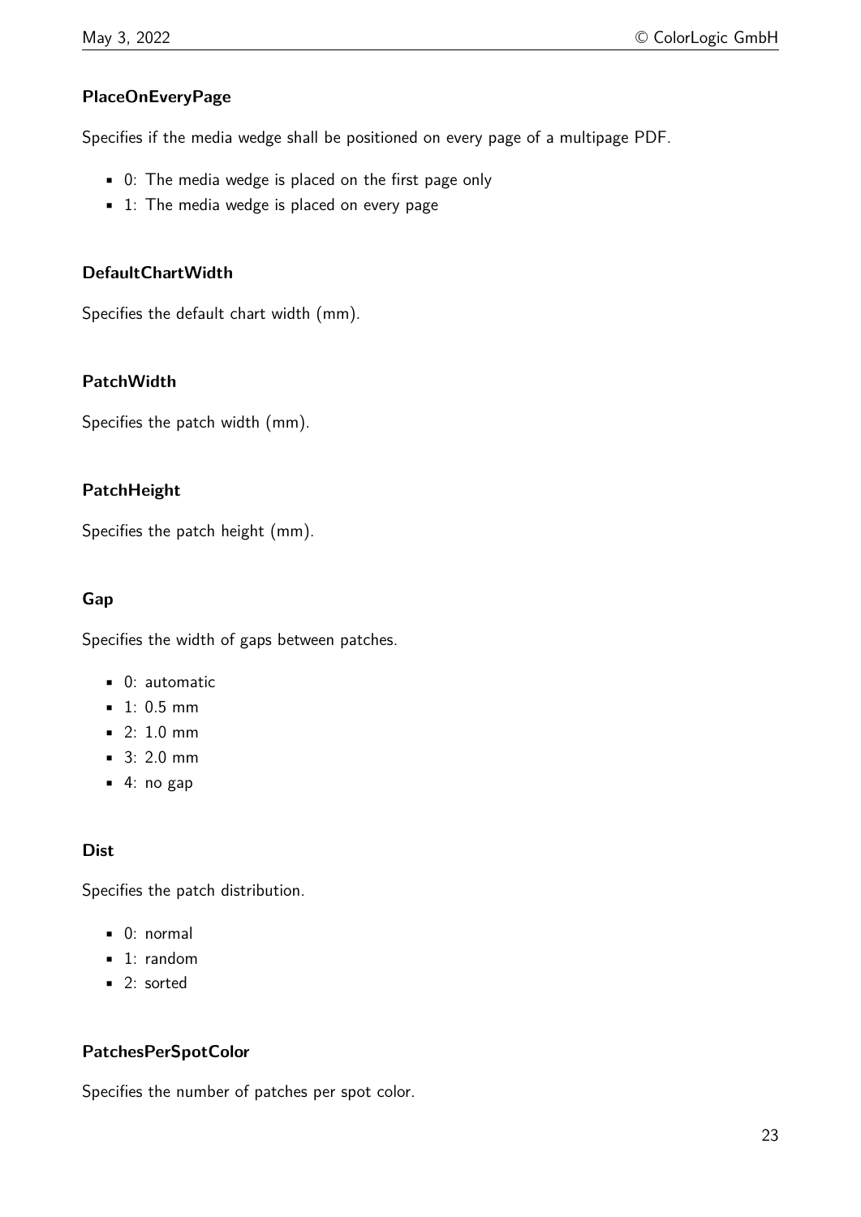#### PlaceOnEveryPage

Specifies if the media wedge shall be positioned on every page of a multipage PDF.

- 0: The media wedge is placed on the first page only
- 1: The media wedge is placed on every page

#### DefaultChartWidth

Specifies the default chart width (mm).

#### PatchWidth

Specifies the patch width (mm).

#### PatchHeight

Specifies the patch height (mm).

#### Gap

Specifies the width of gaps between patches.

- 0: automatic
- 1: 0.5 mm
- 2: 1.0 mm
- 3: 2.0 mm
- 4: no gap

#### Dist

Specifies the patch distribution.

- 0: normal
- 1: random
- 2: sorted

#### PatchesPerSpotColor

Specifies the number of patches per spot color.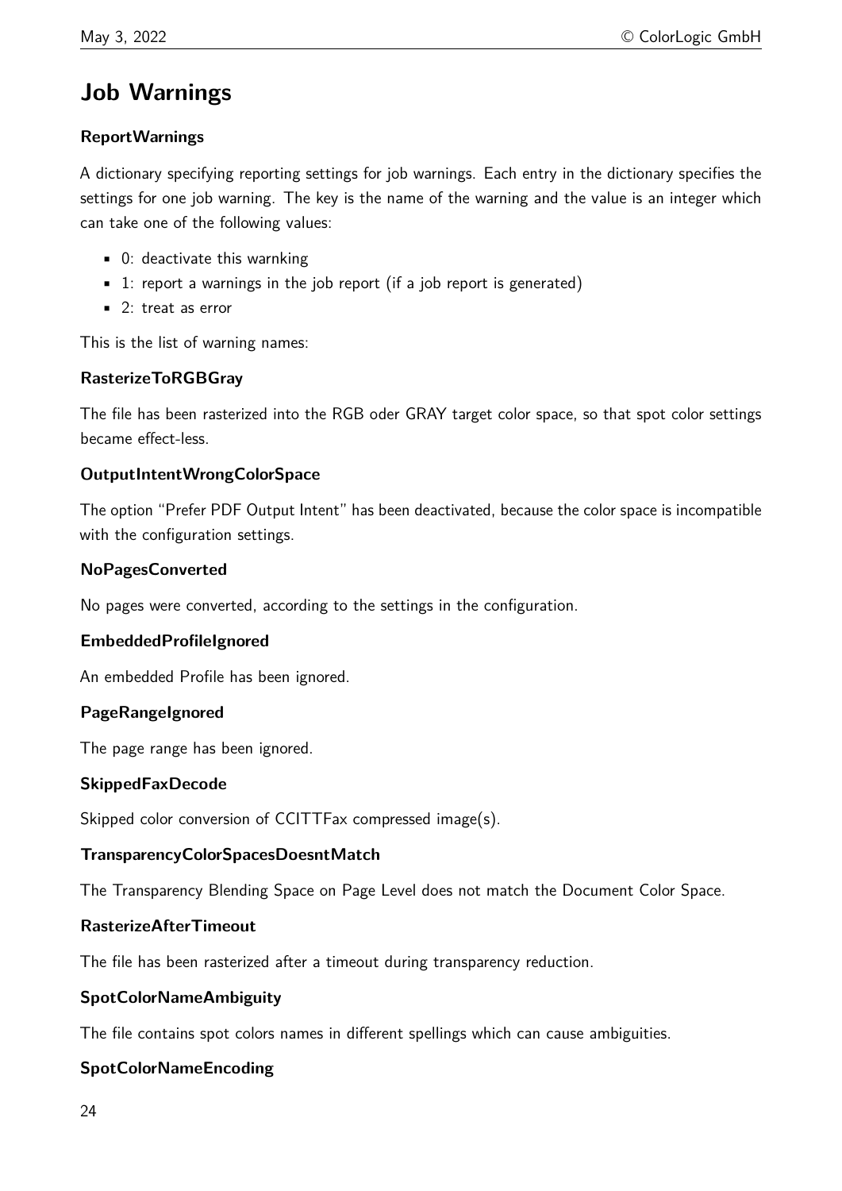## Job Warnings

### ReportWarnings

A dictionary specifying reporting settings for job warnings. Each entry in the dictionary specifies the settings for one job warning. The key is the name of the warning and the value is an integer which can take one of the following values:

- 0: deactivate this warnking
- 1: report a warnings in the job report (if a job report is generated)
- 2: treat as error

This is the list of warning names:

#### RasterizeToRGBGray

The file has been rasterized into the RGB oder GRAY target color space, so that spot color settings became effect-less.

#### OutputIntentWrongColorSpace

The option "Prefer PDF Output Intent" has been deactivated, because the color space is incompatible with the configuration settings.

#### NoPagesConverted

No pages were converted, according to the settings in the configuration.

#### EmbeddedProfileIgnored

An embedded Profile has been ignored.

#### PageRangeIgnored

The page range has been ignored.

#### SkippedFaxDecode

Skipped color conversion of CCITTFax compressed image(s).

#### TransparencyColorSpacesDoesntMatch

The Transparency Blending Space on Page Level does not match the Document Color Space.

#### RasterizeAfterTimeout

The file has been rasterized after a timeout during transparency reduction.

#### SpotColorNameAmbiguity

The file contains spot colors names in different spellings which can cause ambiguities.

#### SpotColorNameEncoding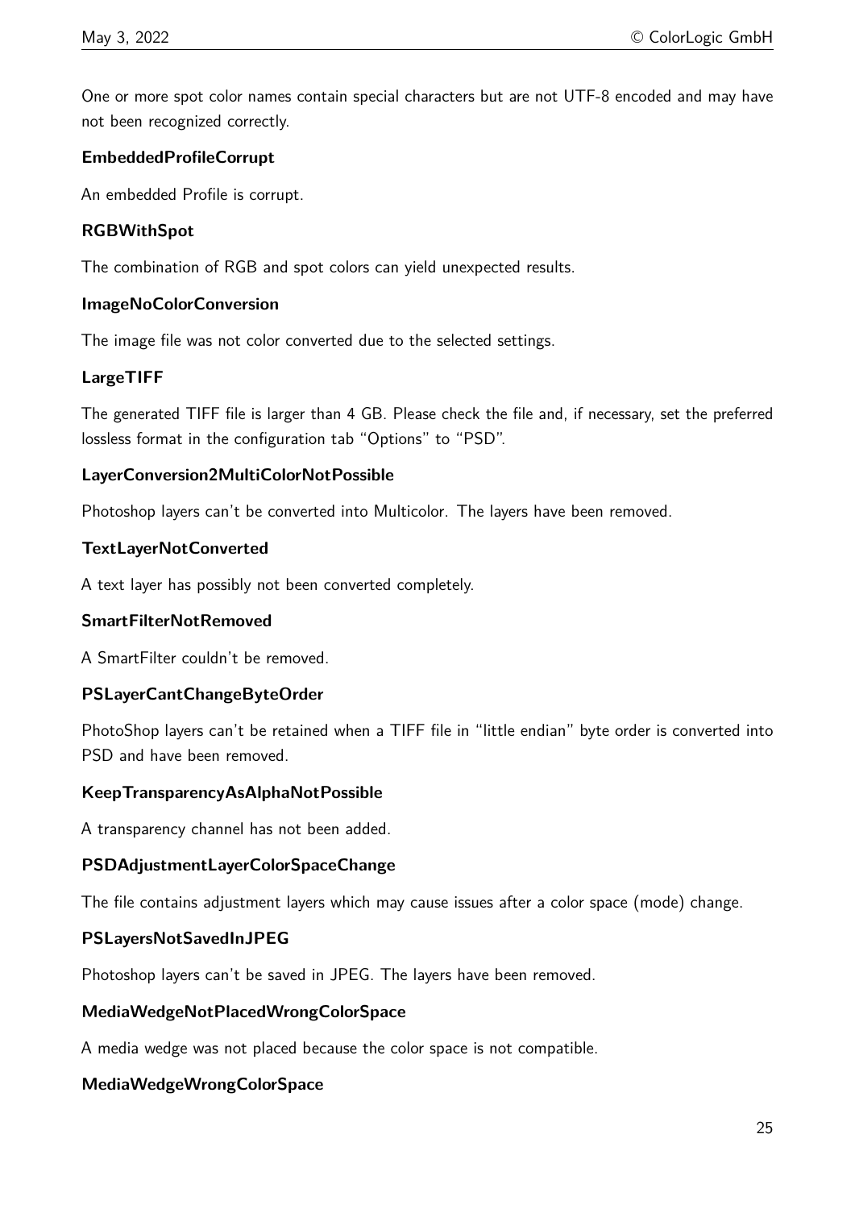One or more spot color names contain special characters but are not UTF-8 encoded and may have not been recognized correctly.

**EmbeddedProfileCorrupt**

An embedded Profile is corrupt.

**RGBWithSpot**

The combination of RGB and spot colors can yield unexpected results.

**ImageNoColorConversion**

The image file was not color converted due to the selected settings.

**LargeTIFF**

The generated TIFF file is larger than 4 GB. Please check the file and, if necessary, set the preferred lossless format in the configuration tab "Options" to "PSD".

**LayerConversion2MultiColorNotPossible**

Photoshop layers can't be converted into Multicolor. The layers have been removed.

**TextLayerNotConverted**

A text layer has possibly not been converted completely.

**SmartFilterNotRemoved**

A SmartFilter couldn't be removed.

**PSLayerCantChangeByteOrder**

PhotoShop layers can't be retained when a TIFF file in "little endian" byte order is converted into PSD and have been removed.

**KeepTransparencyAsAlphaNotPossible**

A transparency channel has not been added.

**PSDAdjustmentLayerColorSpaceChange**

The file contains adjustment layers which may cause issues after a color space (mode) change.

**PSLayersNotSavedInJPEG**

Photoshop layers can't be saved in JPEG. The layers have been removed.

**MediaWedgeNotPlacedWrongColorSpace**

A media wedge was not placed because the color space is not compatible.

**MediaWedgeWrongColorSpace**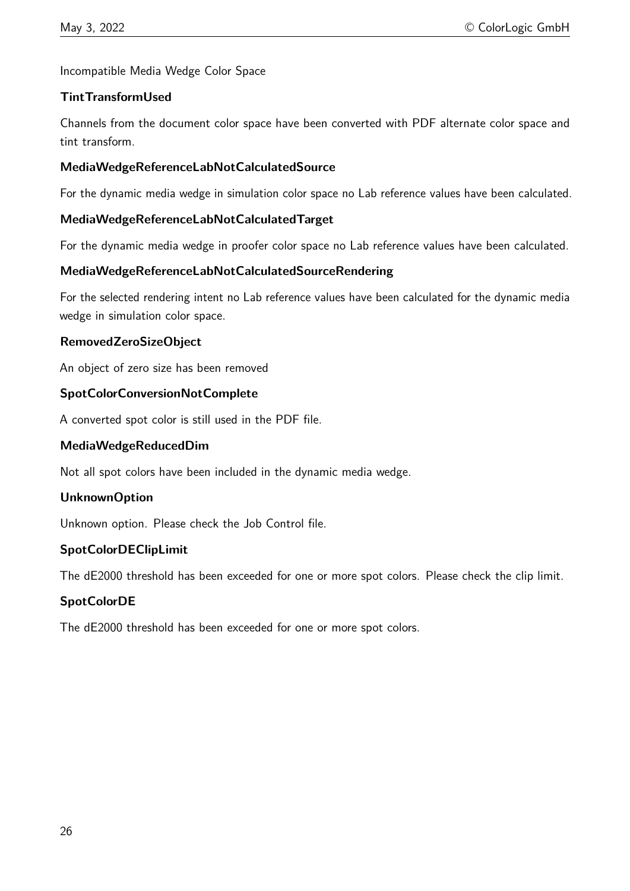Incompatible Media Wedge Color Space

**TintTransformUsed**

Channels from the document color space have been converted with PDF alternate color space and tint transform.

**MediaWedgeReferenceLabNotCalculatedSource**

For the dynamic media wedge in simulation color space no Lab reference values have been calculated.

**MediaWedgeReferenceLabNotCalculatedTarget**

For the dynamic media wedge in proofer color space no Lab reference values have been calculated.

**MediaWedgeReferenceLabNotCalculatedSourceRendering**

For the selected rendering intent no Lab reference values have been calculated for the dynamic media wedge in simulation color space.

**RemovedZeroSizeObject**

An object of zero size has been removed

**SpotColorConversionNotComplete**

A converted spot color is still used in the PDF file.

**MediaWedgeReducedDim**

Not all spot colors have been included in the dynamic media wedge.

**UnknownOption**

Unknown option. Please check the Job Control file.

**SpotColorDEClipLimit**

The dE2000 threshold has been exceeded for one or more spot colors. Please check the clip limit.

**SpotColorDE**

The dE2000 threshold has been exceeded for one or more spot colors.